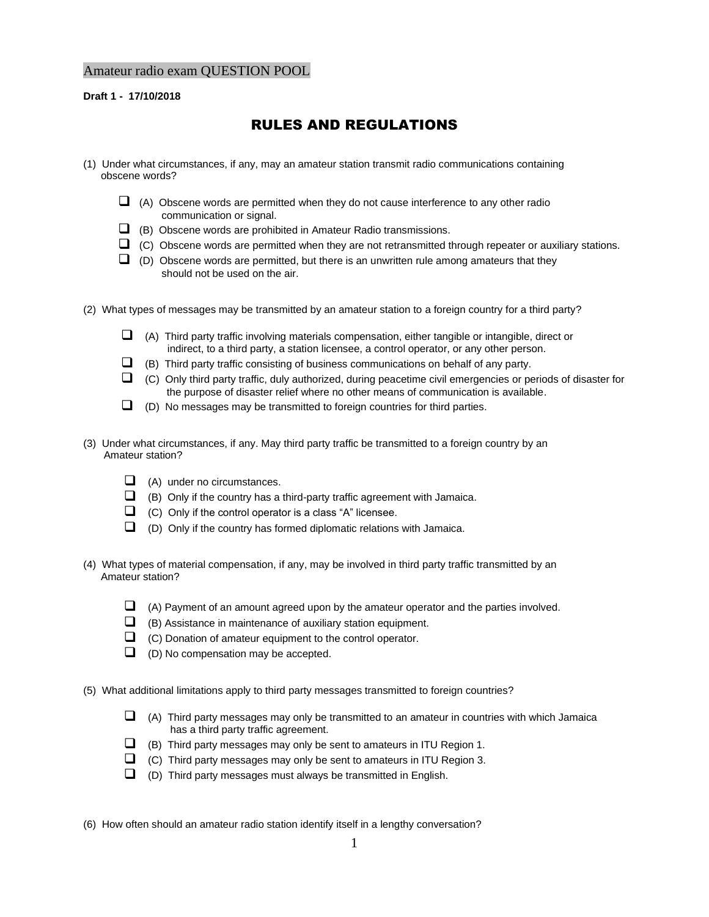Amateur radio exam QUESTION POOL

**Draft 1 - 17/10/2018**

# RULES AND REGULATIONS

(1) Under what circumstances, if any, may an amateur station transmit radio communications containing obscene words?

- ❑ (A) Obscene words are permitted when they do not cause interference to any other radio communication or signal.
- ❑ (B) Obscene words are prohibited in Amateur Radio transmissions.
- ❑ (C) Obscene words are permitted when they are not retransmitted through repeater or auxiliary stations.
- ❑ (D) Obscene words are permitted, but there is an unwritten rule among amateurs that they should not be used on the air.

(2) What types of messages may be transmitted by an amateur station to a foreign country for a third party?

- ❑ (A) Third party traffic involving materials compensation, either tangible or intangible, direct or indirect, to a third party, a station licensee, a control operator, or any other person.
- ❑ (B) Third party traffic consisting of business communications on behalf of any party.
- ❑ (C) Only third party traffic, duly authorized, during peacetime civil emergencies or periods of disaster for the purpose of disaster relief where no other means of communication is available.
- ❑ (D) No messages may be transmitted to foreign countries for third parties.

(3) Under what circumstances, if any. May third party traffic be transmitted to a foreign country by an Amateur station?

- ❑ (A) under no circumstances.
- ❑ (B) Only if the country has a third-party traffic agreement with Jamaica.
- ❑ (C) Only if the control operator is a class "A" licensee.
- ❑ (D) Only if the country has formed diplomatic relations with Jamaica.

(4) What types of material compensation, if any, may be involved in third party traffic transmitted by an Amateur station?

- ❑ (A) Payment of an amount agreed upon by the amateur operator and the parties involved.
- ❑ (B) Assistance in maintenance of auxiliary station equipment.
- ❑ (C) Donation of amateur equipment to the control operator.
- ❑ (D) No compensation may be accepted.

(5) What additional limitations apply to third party messages transmitted to foreign countries?

- ❑ (A) Third party messages may only be transmitted to an amateur in countries with which Jamaica has a third party traffic agreement.
- ❑ (B) Third party messages may only be sent to amateurs in ITU Region 1.
- ❑ (C) Third party messages may only be sent to amateurs in ITU Region 3.
- ❑ (D) Third party messages must always be transmitted in English.

(6) How often should an amateur radio station identify itself in a lengthy conversation?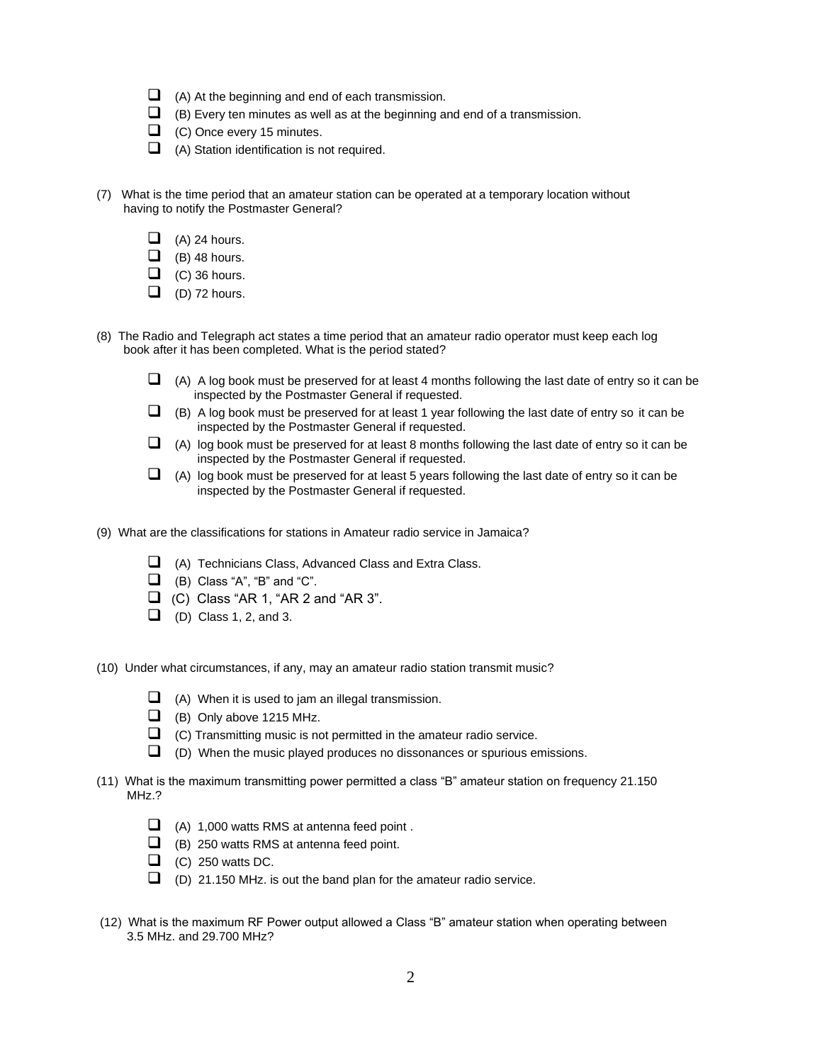- ☐ (A) At the beginning and end of each transmission.
- ☐ (B) Every ten minutes as well as at the beginning and end of a transmission.
- ☐ (C) Once every 15 minutes.
- ☐ (A) Station identification is not required.

(7) What is the time period that an amateur station can be operated at a temporary location without having to notify the Postmaster General?

- ☐ (A) 24 hours.
- ☐ (B) 48 hours.
- ☐ (C) 36 hours.
- ☐ (D) 72 hours.

(8) The Radio and Telegraph act states a time period that an amateur radio operator must keep each log book after it has been completed. What is the period stated?

- ☐ (A) A log book must be preserved for at least 4 months following the last date of entry so it can be inspected by the Postmaster General if requested.
- ☐ (B) A log book must be preserved for at least 1 year following the last date of entry so it can be inspected by the Postmaster General if requested.
- ☐ (A) log book must be preserved for at least 8 months following the last date of entry so it can be inspected by the Postmaster General if requested.
- ☐ (A) log book must be preserved for at least 5 years following the last date of entry so it can be inspected by the Postmaster General if requested.

(9) What are the classifications for stations in Amateur radio service in Jamaica?

- ☐ (A) Technicians Class, Advanced Class and Extra Class.
- ☐ (B) Class "A", "B" and "C".
- ☐ (C) Class "AR 1, "AR 2 and "AR 3".
- ☐ (D) Class 1, 2, and 3.

(10) Under what circumstances, if any, may an amateur radio station transmit music?

- ☐ (A) When it is used to jam an illegal transmission.
- ☐ (B) Only above 1215 MHz.
- ☐ (C) Transmitting music is not permitted in the amateur radio service.
- ☐ (D) When the music played produces no dissonances or spurious emissions.

(11) What is the maximum transmitting power permitted a class "B" amateur station on frequency 21.150 MHz.?

- ☐ (A) 1,000 watts RMS at antenna feed point .
- ☐ (B) 250 watts RMS at antenna feed point.
- ☐ (C) 250 watts DC.
- ☐ (D) 21.150 MHz. is out the band plan for the amateur radio service.

(12) What is the maximum RF Power output allowed a Class "B" amateur station when operating between 3.5 MHz. and 29.700 MHz?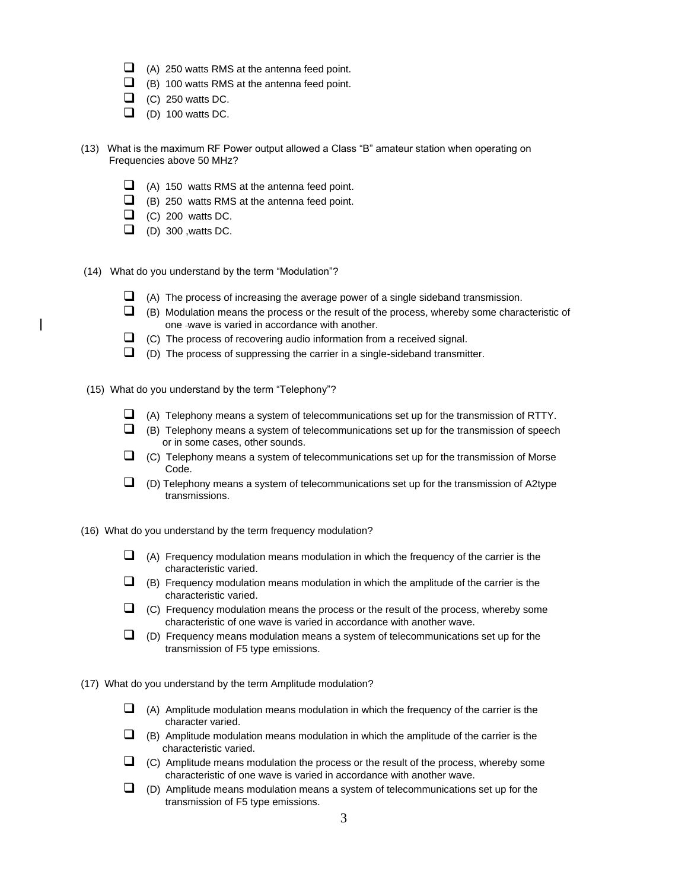- ☐ (A) 250 watts RMS at the antenna feed point.
- ☐ (B) 100 watts RMS at the antenna feed point.
- ☐ (C) 250 watts DC.
- ☐ (D) 100 watts DC.

(13) What is the maximum RF Power output allowed a Class "B" amateur station when operating on Frequencies above 50 MHz?

- ☐ (A) 150 watts RMS at the antenna feed point.
- ☐ (B) 250 watts RMS at the antenna feed point.
- ☐ (C) 200 watts DC.
- ☐ (D) 300 ,watts DC.

(14) What do you understand by the term "Modulation"?

- ☐ (A) The process of increasing the average power of a single sideband transmission.
- ☐ (B) Modulation means the process or the result of the process, whereby some characteristic of one wave is varied in accordance with another.
- ☐ (C) The process of recovering audio information from a received signal.
- ☐ (D) The process of suppressing the carrier in a single-sideband transmitter.

(15) What do you understand by the term "Telephony"?

- ☐ (A) Telephony means a system of telecommunications set up for the transmission of RTTY.
- ☐ (B) Telephony means a system of telecommunications set up for the transmission of speech or in some cases, other sounds.
- ☐ (C) Telephony means a system of telecommunications set up for the transmission of Morse Code.
- ☐ (D) Telephony means a system of telecommunications set up for the transmission of A2type transmissions.

(16) What do you understand by the term frequency modulation?

- ☐ (A) Frequency modulation means modulation in which the frequency of the carrier is the characteristic varied.
- ☐ (B) Frequency modulation means modulation in which the amplitude of the carrier is the characteristic varied.
- ☐ (C) Frequency modulation means the process or the result of the process, whereby some characteristic of one wave is varied in accordance with another wave.
- ☐ (D) Frequency means modulation means a system of telecommunications set up for the transmission of F5 type emissions.

(17) What do you understand by the term Amplitude modulation?

- ☐ (A) Amplitude modulation means modulation in which the frequency of the carrier is the character varied.
- ☐ (B) Amplitude modulation means modulation in which the amplitude of the carrier is the characteristic varied.
- ☐ (C) Amplitude means modulation the process or the result of the process, whereby some characteristic of one wave is varied in accordance with another wave.
- ☐ (D) Amplitude means modulation means a system of telecommunications set up for the transmission of F5 type emissions.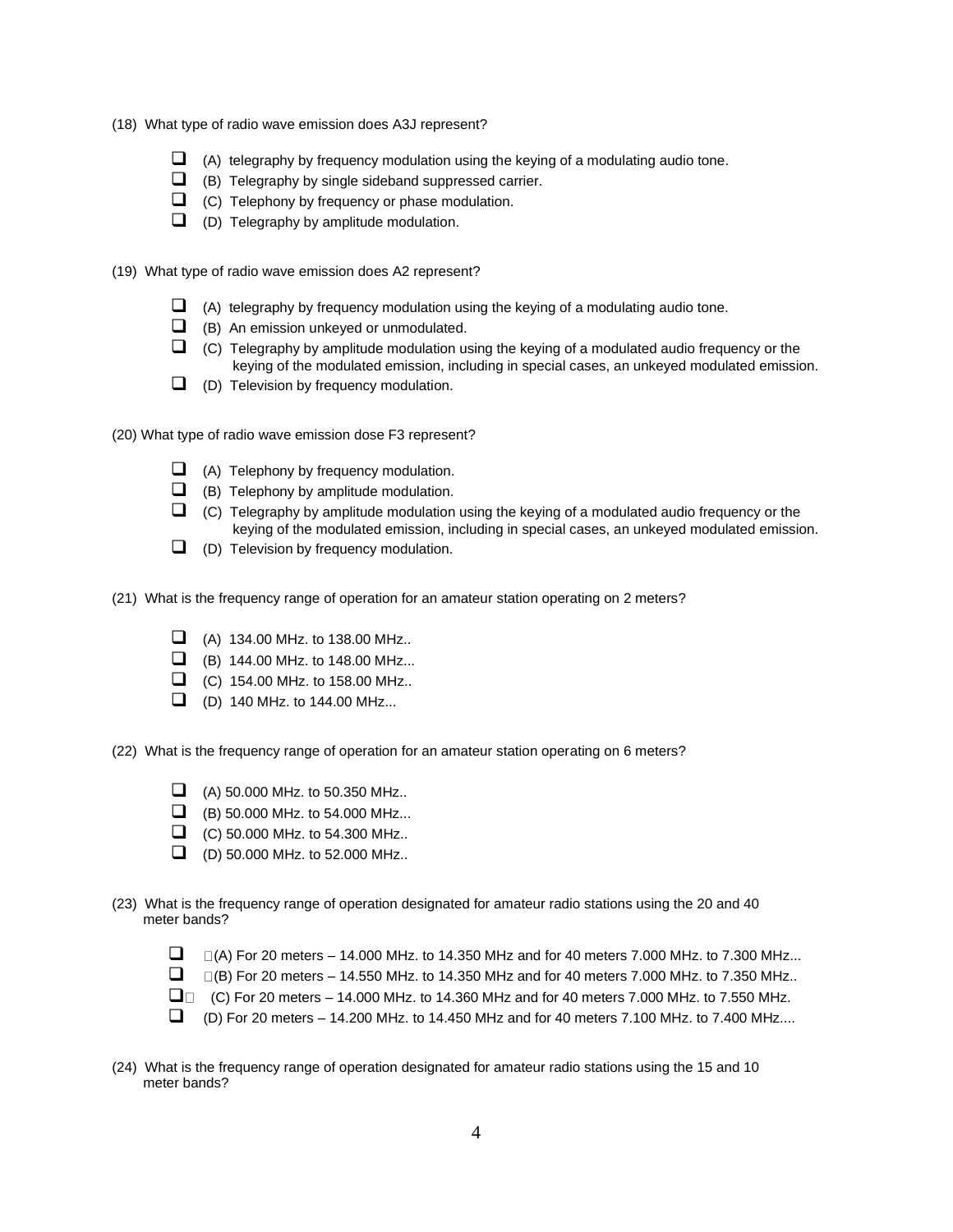(18) What type of radio wave emission does A3J represent?

- ☐ (A) telegraphy by frequency modulation using the keying of a modulating audio tone.
- ☐ (B) Telegraphy by single sideband suppressed carrier.
- ☐ (C) Telephony by frequency or phase modulation.
- ☐ (D) Telegraphy by amplitude modulation.

(19) What type of radio wave emission does A2 represent?

- ☐ (A) telegraphy by frequency modulation using the keying of a modulating audio tone.
- ☐ (B) An emission unkeyed or unmodulated.
- ☐ (C) Telegraphy by amplitude modulation using the keying of a modulated audio frequency or the keying of the modulated emission, including in special cases, an unkeyed modulated emission.
- ☐ (D) Television by frequency modulation.

(20) What type of radio wave emission dose F3 represent?

- ☐ (A) Telephony by frequency modulation.
- ☐ (B) Telephony by amplitude modulation.
- ☐ (C) Telegraphy by amplitude modulation using the keying of a modulated audio frequency or the keying of the modulated emission, including in special cases, an unkeyed modulated emission.
- ☐ (D) Television by frequency modulation.

(21) What is the frequency range of operation for an amateur station operating on 2 meters?

- ☐ (A) 134.00 MHz. to 138.00 MHz..
- ☐ (B) 144.00 MHz. to 148.00 MHz...
- ☐ (C) 154.00 MHz. to 158.00 MHz..
- ☐ (D) 140 MHz. to 144.00 MHz...

(22) What is the frequency range of operation for an amateur station operating on 6 meters?

- ☐ (A) 50.000 MHz. to 50.350 MHz..
- ☐ (B) 50.000 MHz. to 54.000 MHz...
- ☐ (C) 50.000 MHz. to 54.300 MHz..
- ☐ (D) 50.000 MHz. to 52.000 MHz..

(23) What is the frequency range of operation designated for amateur radio stations using the 20 and 40 meter bands?

- ☐ (A) For 20 meters – 14.000 MHz. to 14.350 MHz and for 40 meters 7.000 MHz. to 7.300 MHz...
- ☐ (B) For 20 meters – 14.550 MHz. to 14.350 MHz and for 40 meters 7.000 MHz. to 7.350 MHz..
- ☐ (C) For 20 meters – 14.000 MHz. to 14.360 MHz and for 40 meters 7.000 MHz. to 7.550 MHz.
- ☐ (D) For 20 meters – 14.200 MHz. to 14.450 MHz and for 40 meters 7.100 MHz. to 7.400 MHz....

(24) What is the frequency range of operation designated for amateur radio stations using the 15 and 10 meter bands?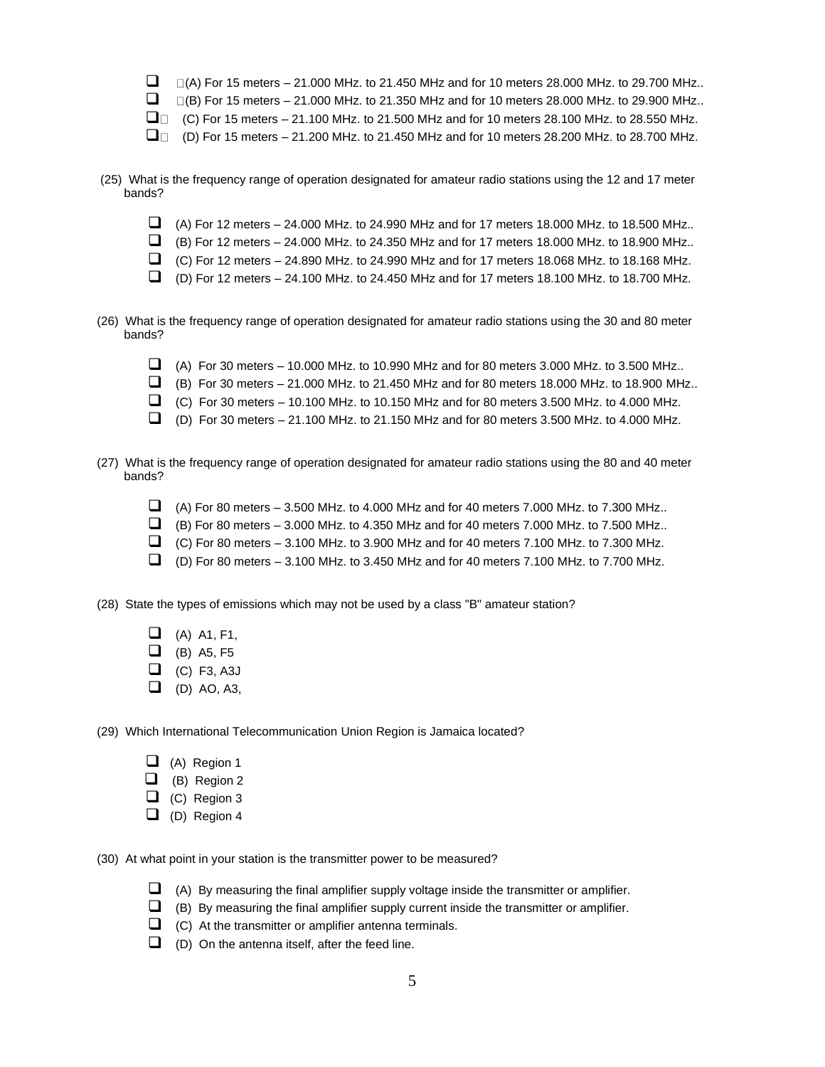- [ ] (A) For 15 meters – 21.000 MHz. to 21.450 MHz and for 10 meters 28.000 MHz. to 29.700 MHz..
- [ ] (B) For 15 meters – 21.000 MHz. to 21.350 MHz and for 10 meters 28.000 MHz. to 29.900 MHz..
- [ ] (C) For 15 meters – 21.100 MHz. to 21.500 MHz and for 10 meters 28.100 MHz. to 28.550 MHz.
- [ ] (D) For 15 meters – 21.200 MHz. to 21.450 MHz and for 10 meters 28.200 MHz. to 28.700 MHz.

(25) What is the frequency range of operation designated for amateur radio stations using the 12 and 17 meter bands?

- [ ] (A) For 12 meters – 24.000 MHz. to 24.990 MHz and for 17 meters 18.000 MHz. to 18.500 MHz..
- [ ] (B) For 12 meters – 24.000 MHz. to 24.350 MHz and for 17 meters 18.000 MHz. to 18.900 MHz..
- [ ] (C) For 12 meters – 24.890 MHz. to 24.990 MHz and for 17 meters 18.068 MHz. to 18.168 MHz.
- [ ] (D) For 12 meters – 24.100 MHz. to 24.450 MHz and for 17 meters 18.100 MHz. to 18.700 MHz.

(26) What is the frequency range of operation designated for amateur radio stations using the 30 and 80 meter bands?

- [ ] (A) For 30 meters – 10.000 MHz. to 10.990 MHz and for 80 meters 3.000 MHz. to 3.500 MHz..
- [ ] (B) For 30 meters – 21.000 MHz. to 21.450 MHz and for 80 meters 18.000 MHz. to 18.900 MHz..
- [ ] (C) For 30 meters – 10.100 MHz. to 10.150 MHz and for 80 meters 3.500 MHz. to 4.000 MHz.
- [ ] (D) For 30 meters – 21.100 MHz. to 21.150 MHz and for 80 meters 3.500 MHz. to 4.000 MHz.

(27) What is the frequency range of operation designated for amateur radio stations using the 80 and 40 meter bands?

- [ ] (A) For 80 meters – 3.500 MHz. to 4.000 MHz and for 40 meters 7.000 MHz. to 7.300 MHz..
- [ ] (B) For 80 meters – 3.000 MHz. to 4.350 MHz and for 40 meters 7.000 MHz. to 7.500 MHz..
- [ ] (C) For 80 meters – 3.100 MHz. to 3.900 MHz and for 40 meters 7.100 MHz. to 7.300 MHz.
- [ ] (D) For 80 meters – 3.100 MHz. to 3.450 MHz and for 40 meters 7.100 MHz. to 7.700 MHz.

(28) State the types of emissions which may not be used by a class "B" amateur station?

- [ ] (A) A1, F1,
- [ ] (B) A5, F5
- [ ] (C) F3, A3J
- [ ] (D) AO, A3,

(29) Which International Telecommunication Union Region is Jamaica located?

- [ ] (A) Region 1
- [ ] (B) Region 2
- [ ] (C) Region 3
- [ ] (D) Region 4

(30) At what point in your station is the transmitter power to be measured?

- [ ] (A) By measuring the final amplifier supply voltage inside the transmitter or amplifier.
- [ ] (B) By measuring the final amplifier supply current inside the transmitter or amplifier.
- [ ] (C) At the transmitter or amplifier antenna terminals.
- [ ] (D) On the antenna itself, after the feed line.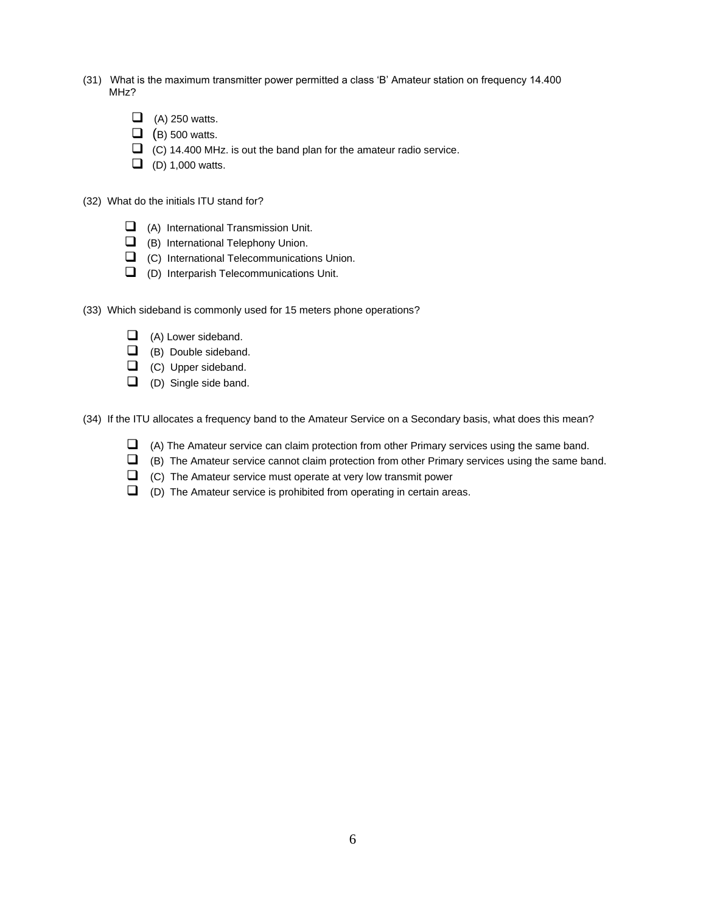(31) What is the maximum transmitter power permitted a class 'B' Amateur station on frequency 14.400 MHz?

- ❑ (A) 250 watts.
- ❑ (B) 500 watts.
- ❑ (C) 14.400 MHz. is out the band plan for the amateur radio service.
- ❑ (D) 1,000 watts.

(32) What do the initials ITU stand for?

- ❑ (A) International Transmission Unit.
- ❑ (B) International Telephony Union.
- ❑ (C) International Telecommunications Union.
- ❑ (D) Interparish Telecommunications Unit.

(33) Which sideband is commonly used for 15 meters phone operations?

- ❑ (A) Lower sideband.
- ❑ (B) Double sideband.
- ❑ (C) Upper sideband.
- ❑ (D) Single side band.

(34) If the ITU allocates a frequency band to the Amateur Service on a Secondary basis, what does this mean?

- ❑ (A) The Amateur service can claim protection from other Primary services using the same band.
- ❑ (B) The Amateur service cannot claim protection from other Primary services using the same band.
- ❑ (C) The Amateur service must operate at very low transmit power
- ❑ (D) The Amateur service is prohibited from operating in certain areas.